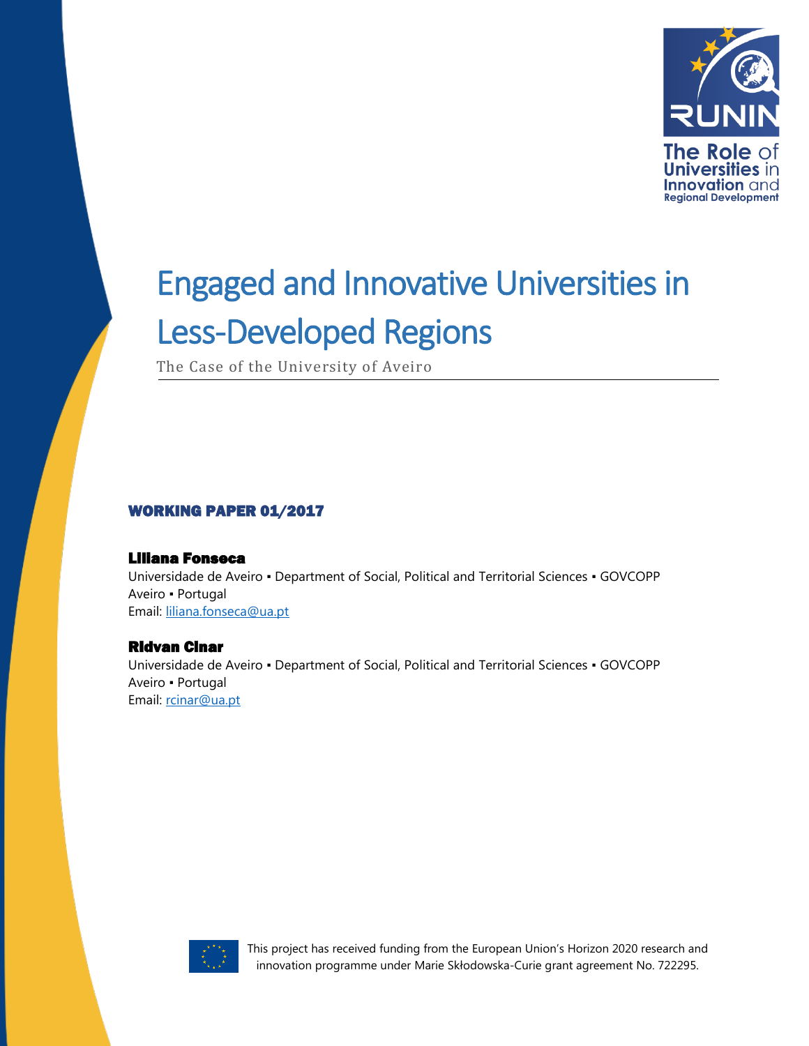The Role of Universities in Innovation and Regional Development

# Engaged and Innovative Universities in Less-Developed Regions

The Case of the University of Aveiro

**WORKING PAPER 01/2017**

**Liliana Fonseca**
Universidade de Aveiro ▪ Department of Social, Political and Territorial Sciences ▪ GOVCOPP
Aveiro ▪ Portugal
Email: liliana.fonseca@ua.pt

**Ridvan Cinar**
Universidade de Aveiro ▪ Department of Social, Political and Territorial Sciences ▪ GOVCOPP
Aveiro ▪ Portugal
Email: rcinar@ua.pt

This project has received funding from the European Union's Horizon 2020 research and innovation programme under Marie Skłodowska-Curie grant agreement No. 722295.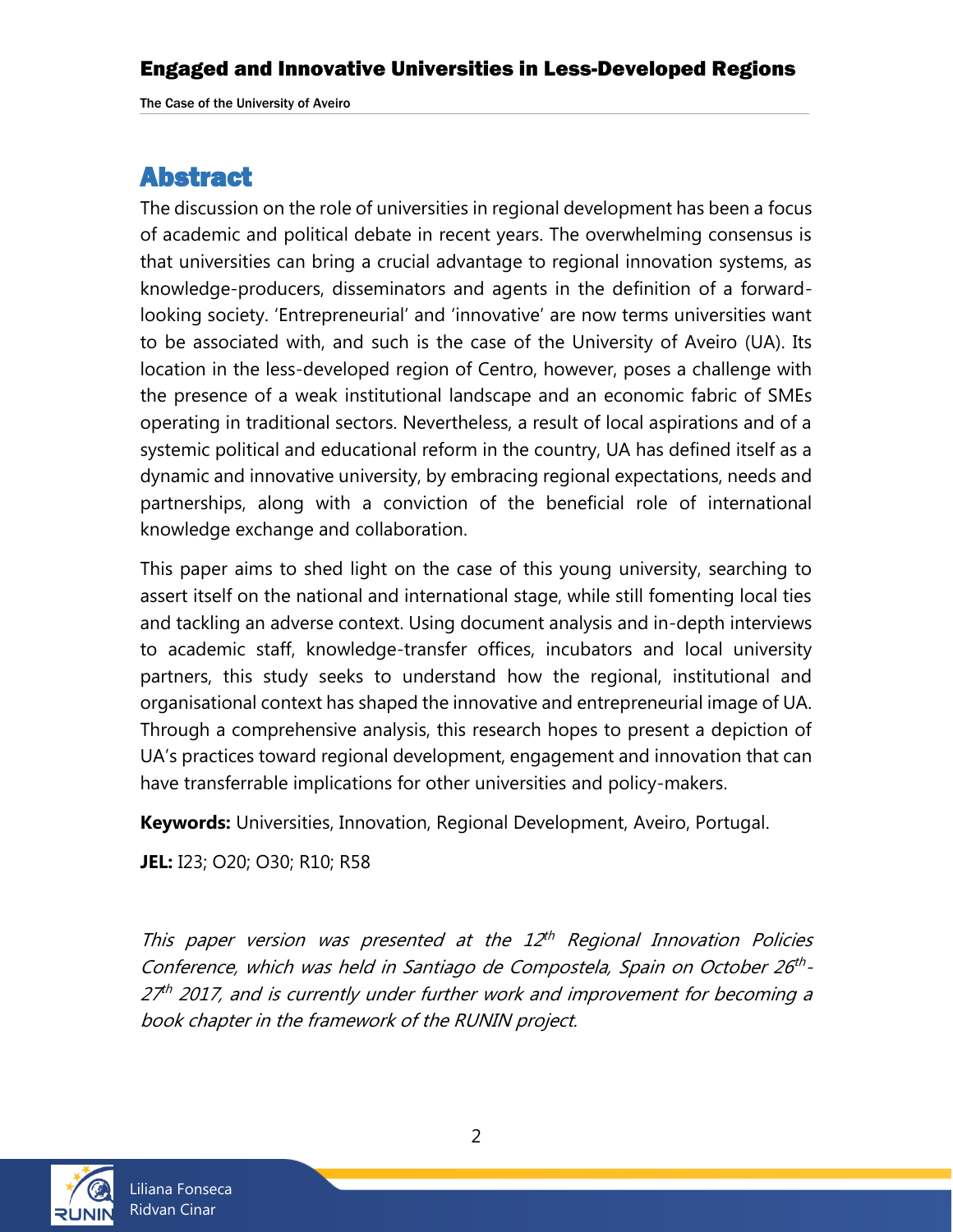# Abstract

The discussion on the role of universities in regional development has been a focus of academic and political debate in recent years. The overwhelming consensus is that universities can bring a crucial advantage to regional innovation systems, as knowledge-producers, disseminators and agents in the definition of a forward-looking society. 'Entrepreneurial' and 'innovative' are now terms universities want to be associated with, and such is the case of the University of Aveiro (UA). Its location in the less-developed region of Centro, however, poses a challenge with the presence of a weak institutional landscape and an economic fabric of SMEs operating in traditional sectors. Nevertheless, a result of local aspirations and of a systemic political and educational reform in the country, UA has defined itself as a dynamic and innovative university, by embracing regional expectations, needs and partnerships, along with a conviction of the beneficial role of international knowledge exchange and collaboration.

This paper aims to shed light on the case of this young university, searching to assert itself on the national and international stage, while still fomenting local ties and tackling an adverse context. Using document analysis and in-depth interviews to academic staff, knowledge-transfer offices, incubators and local university partners, this study seeks to understand how the regional, institutional and organisational context has shaped the innovative and entrepreneurial image of UA. Through a comprehensive analysis, this research hopes to present a depiction of UA's practices toward regional development, engagement and innovation that can have transferrable implications for other universities and policy-makers.

**Keywords:** Universities, Innovation, Regional Development, Aveiro, Portugal.

**JEL:** I23; O20; O30; R10; R58

*This paper version was presented at the 12th Regional Innovation Policies Conference, which was held in Santiago de Compostela, Spain on October 26th-27th 2017, and is currently under further work and improvement for becoming a book chapter in the framework of the RUNIN project.*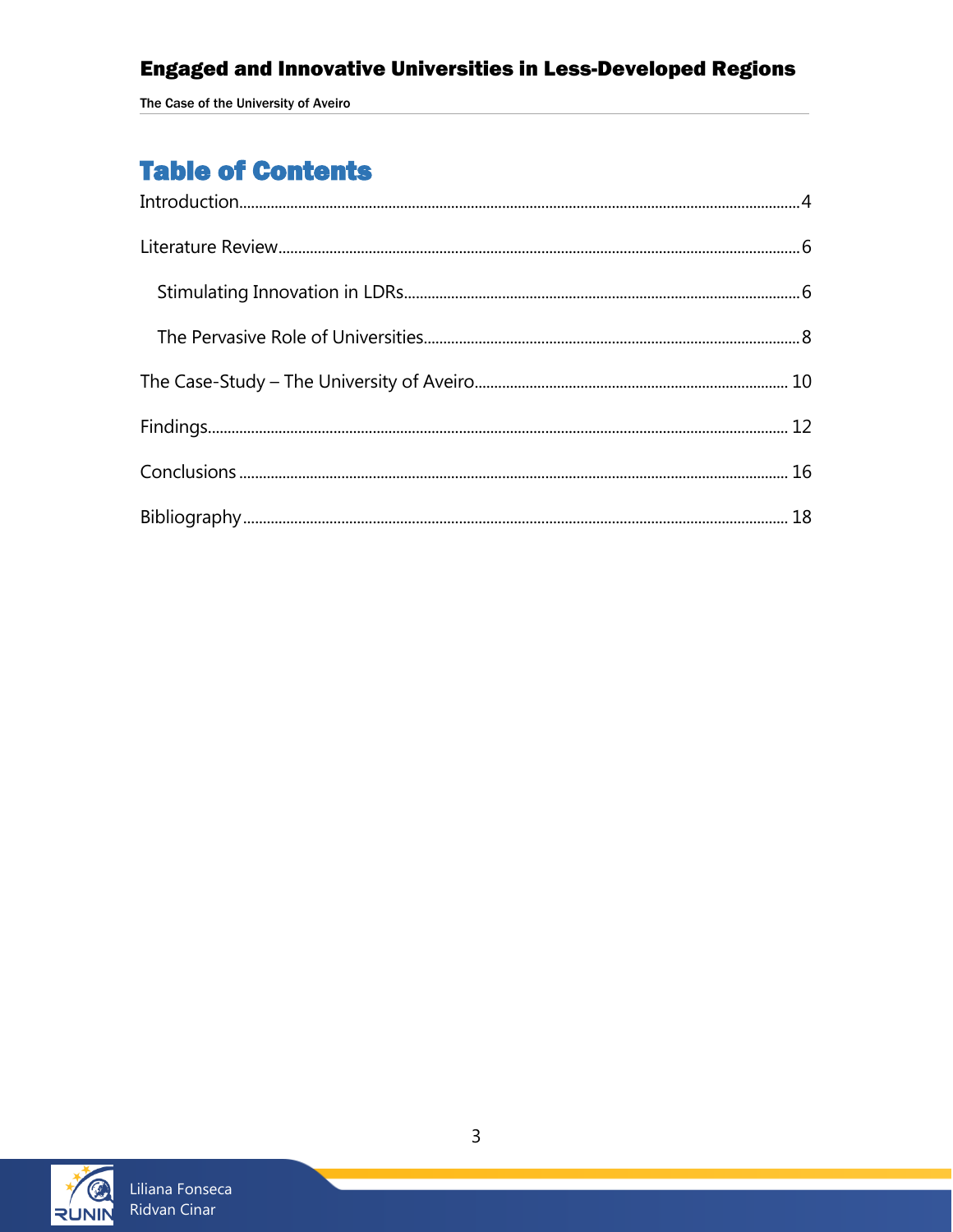# Table of Contents

Introduction.....4

Literature Review.....6

  Stimulating Innovation in LDRs.....6

  The Pervasive Role of Universities.....8

The Case-Study – The University of Aveiro.....10

Findings.....12

Conclusions.....16

Bibliography.....18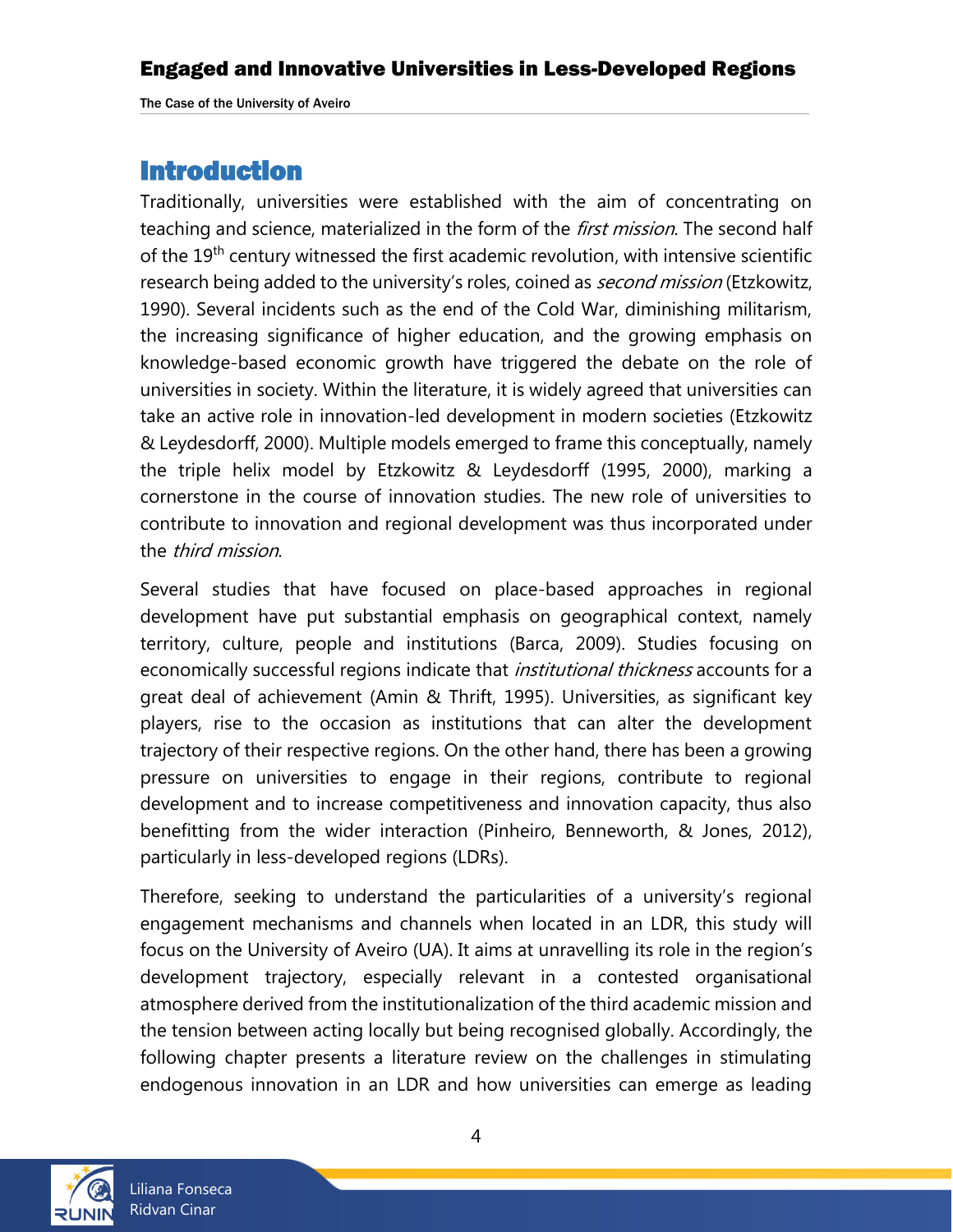# Introduction

Traditionally, universities were established with the aim of concentrating on teaching and science, materialized in the form of the *first mission*. The second half of the 19th century witnessed the first academic revolution, with intensive scientific research being added to the university's roles, coined as *second mission* (Etzkowitz, 1990). Several incidents such as the end of the Cold War, diminishing militarism, the increasing significance of higher education, and the growing emphasis on knowledge-based economic growth have triggered the debate on the role of universities in society. Within the literature, it is widely agreed that universities can take an active role in innovation-led development in modern societies (Etzkowitz & Leydesdorff, 2000). Multiple models emerged to frame this conceptually, namely the triple helix model by Etzkowitz & Leydesdorff (1995, 2000), marking a cornerstone in the course of innovation studies. The new role of universities to contribute to innovation and regional development was thus incorporated under the *third mission*.

Several studies that have focused on place-based approaches in regional development have put substantial emphasis on geographical context, namely territory, culture, people and institutions (Barca, 2009). Studies focusing on economically successful regions indicate that *institutional thickness* accounts for a great deal of achievement (Amin & Thrift, 1995). Universities, as significant key players, rise to the occasion as institutions that can alter the development trajectory of their respective regions. On the other hand, there has been a growing pressure on universities to engage in their regions, contribute to regional development and to increase competitiveness and innovation capacity, thus also benefitting from the wider interaction (Pinheiro, Benneworth, & Jones, 2012), particularly in less-developed regions (LDRs).

Therefore, seeking to understand the particularities of a university's regional engagement mechanisms and channels when located in an LDR, this study will focus on the University of Aveiro (UA). It aims at unravelling its role in the region's development trajectory, especially relevant in a contested organisational atmosphere derived from the institutionalization of the third academic mission and the tension between acting locally but being recognised globally. Accordingly, the following chapter presents a literature review on the challenges in stimulating endogenous innovation in an LDR and how universities can emerge as leading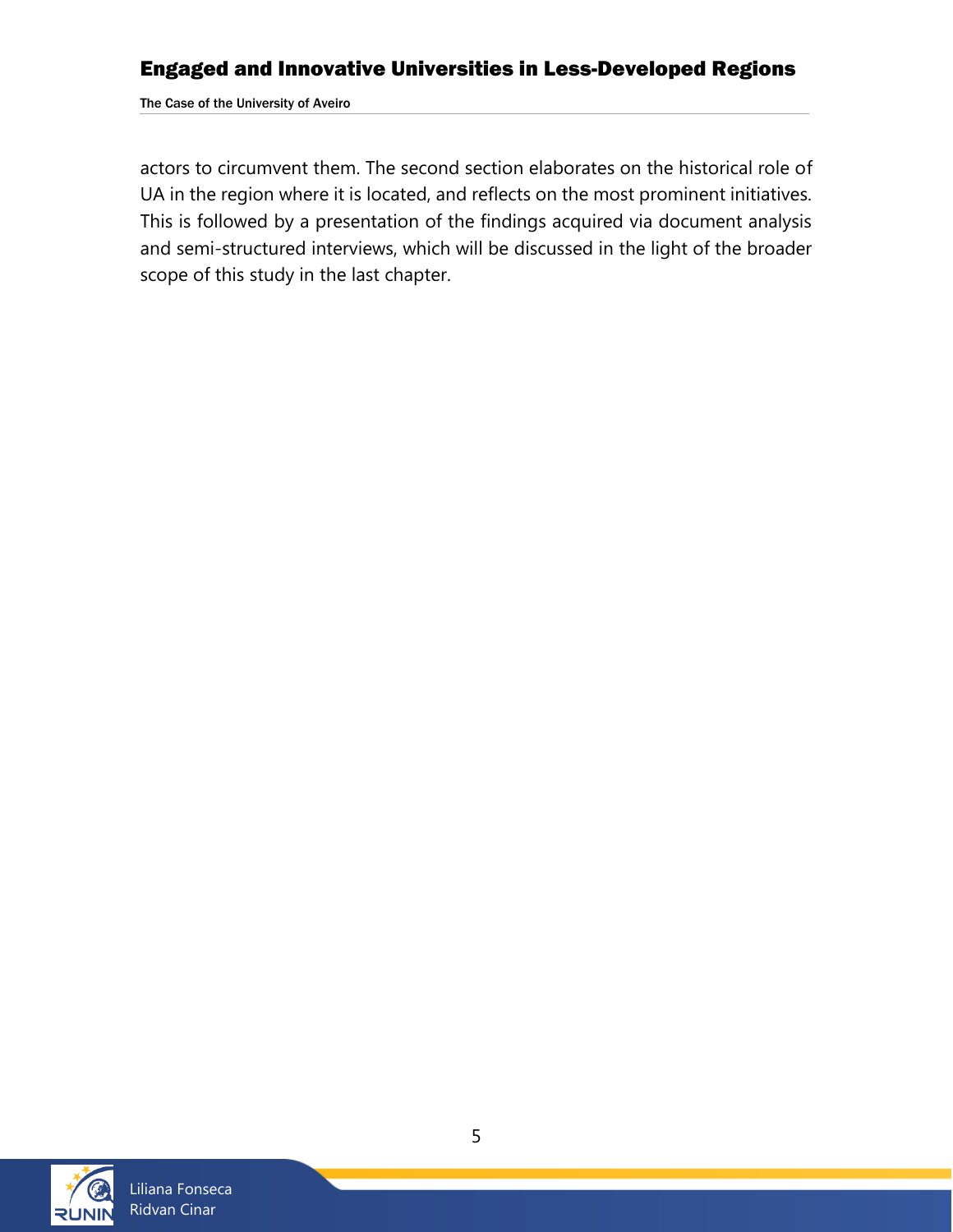actors to circumvent them. The second section elaborates on the historical role of UA in the region where it is located, and reflects on the most prominent initiatives. This is followed by a presentation of the findings acquired via document analysis and semi-structured interviews, which will be discussed in the light of the broader scope of this study in the last chapter.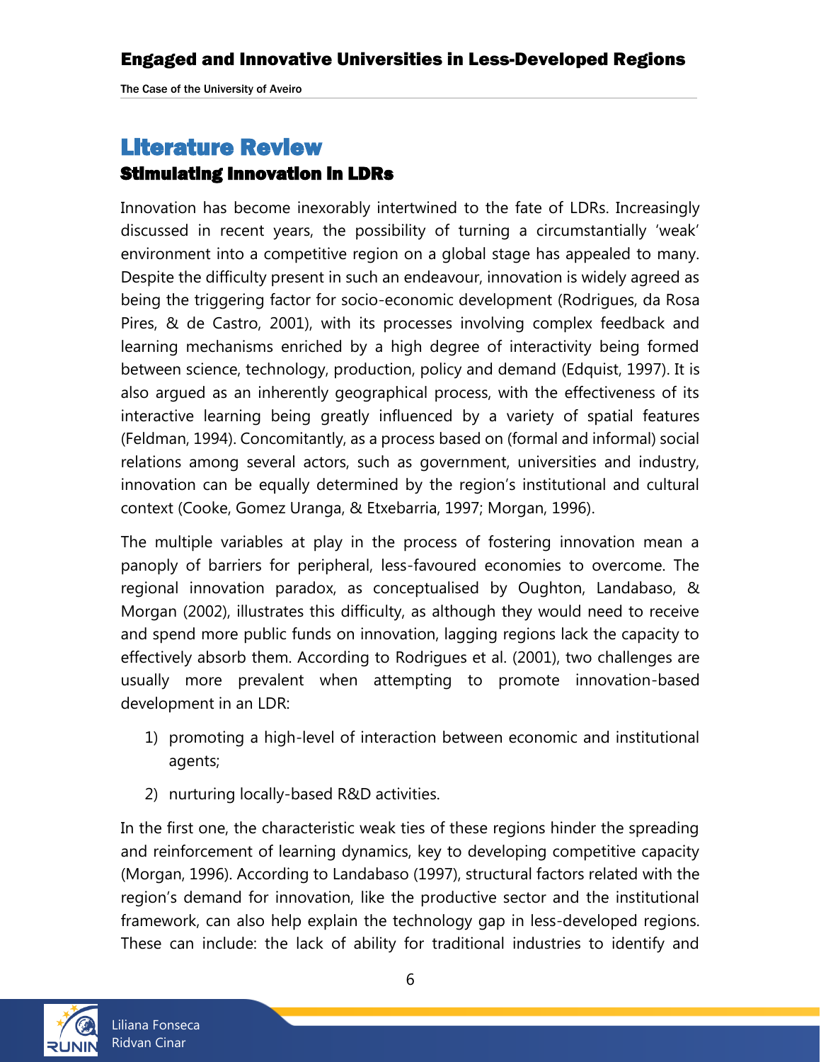# Literature Review

## Stimulating Innovation in LDRs

Innovation has become inexorably intertwined to the fate of LDRs. Increasingly discussed in recent years, the possibility of turning a circumstantially 'weak' environment into a competitive region on a global stage has appealed to many. Despite the difficulty present in such an endeavour, innovation is widely agreed as being the triggering factor for socio-economic development (Rodrigues, da Rosa Pires, & de Castro, 2001), with its processes involving complex feedback and learning mechanisms enriched by a high degree of interactivity being formed between science, technology, production, policy and demand (Edquist, 1997). It is also argued as an inherently geographical process, with the effectiveness of its interactive learning being greatly influenced by a variety of spatial features (Feldman, 1994). Concomitantly, as a process based on (formal and informal) social relations among several actors, such as government, universities and industry, innovation can be equally determined by the region's institutional and cultural context (Cooke, Gomez Uranga, & Etxebarria, 1997; Morgan, 1996).

The multiple variables at play in the process of fostering innovation mean a panoply of barriers for peripheral, less-favoured economies to overcome. The regional innovation paradox, as conceptualised by Oughton, Landabaso, & Morgan (2002), illustrates this difficulty, as although they would need to receive and spend more public funds on innovation, lagging regions lack the capacity to effectively absorb them. According to Rodrigues et al. (2001), two challenges are usually more prevalent when attempting to promote innovation-based development in an LDR:

1) promoting a high-level of interaction between economic and institutional agents;
2) nurturing locally-based R&D activities.

In the first one, the characteristic weak ties of these regions hinder the spreading and reinforcement of learning dynamics, key to developing competitive capacity (Morgan, 1996). According to Landabaso (1997), structural factors related with the region's demand for innovation, like the productive sector and the institutional framework, can also help explain the technology gap in less-developed regions. These can include: the lack of ability for traditional industries to identify and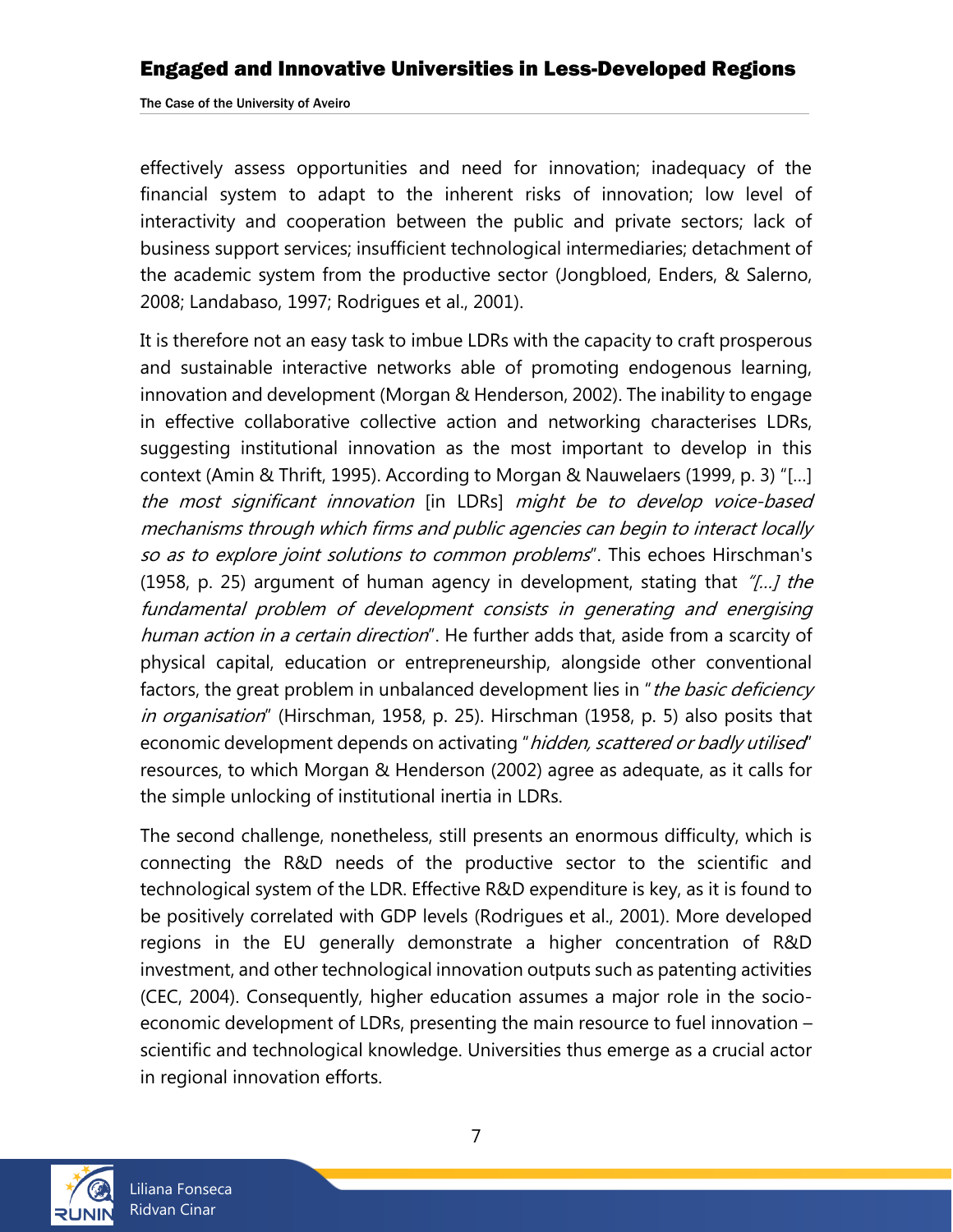effectively assess opportunities and need for innovation; inadequacy of the financial system to adapt to the inherent risks of innovation; low level of interactivity and cooperation between the public and private sectors; lack of business support services; insufficient technological intermediaries; detachment of the academic system from the productive sector (Jongbloed, Enders, & Salerno, 2008; Landabaso, 1997; Rodrigues et al., 2001).

It is therefore not an easy task to imbue LDRs with the capacity to craft prosperous and sustainable interactive networks able of promoting endogenous learning, innovation and development (Morgan & Henderson, 2002). The inability to engage in effective collaborative collective action and networking characterises LDRs, suggesting institutional innovation as the most important to develop in this context (Amin & Thrift, 1995). According to Morgan & Nauwelaers (1999, p. 3) "[...] *the most significant innovation* [in LDRs] *might be to develop voice-based mechanisms through which firms and public agencies can begin to interact locally so as to explore joint solutions to common problems*". This echoes Hirschman's (1958, p. 25) argument of human agency in development, stating that *"[...] the fundamental problem of development consists in generating and energising human action in a certain direction*". He further adds that, aside from a scarcity of physical capital, education or entrepreneurship, alongside other conventional factors, the great problem in unbalanced development lies in "*the basic deficiency in organisation*" (Hirschman, 1958, p. 25). Hirschman (1958, p. 5) also posits that economic development depends on activating "*hidden, scattered or badly utilised*" resources, to which Morgan & Henderson (2002) agree as adequate, as it calls for the simple unlocking of institutional inertia in LDRs.

The second challenge, nonetheless, still presents an enormous difficulty, which is connecting the R&D needs of the productive sector to the scientific and technological system of the LDR. Effective R&D expenditure is key, as it is found to be positively correlated with GDP levels (Rodrigues et al., 2001). More developed regions in the EU generally demonstrate a higher concentration of R&D investment, and other technological innovation outputs such as patenting activities (CEC, 2004). Consequently, higher education assumes a major role in the socio-economic development of LDRs, presenting the main resource to fuel innovation – scientific and technological knowledge. Universities thus emerge as a crucial actor in regional innovation efforts.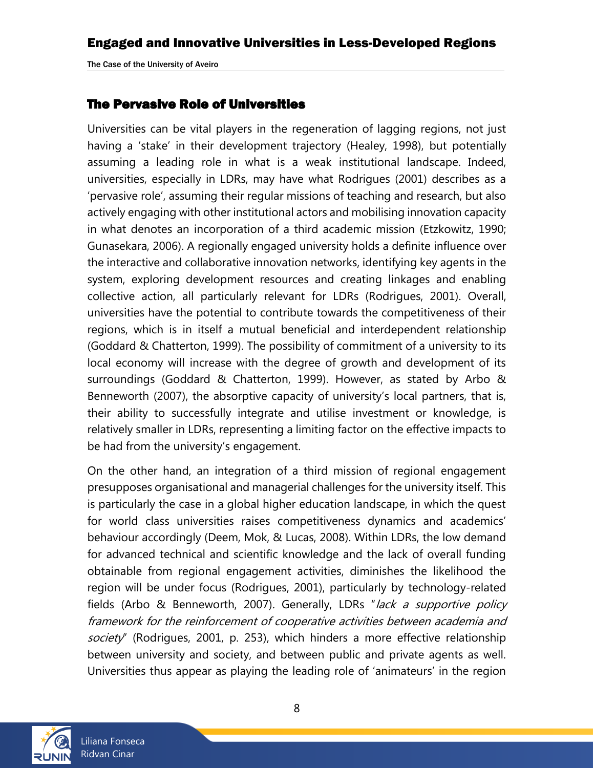## The Pervasive Role of Universities

Universities can be vital players in the regeneration of lagging regions, not just having a 'stake' in their development trajectory (Healey, 1998), but potentially assuming a leading role in what is a weak institutional landscape. Indeed, universities, especially in LDRs, may have what Rodrigues (2001) describes as a 'pervasive role', assuming their regular missions of teaching and research, but also actively engaging with other institutional actors and mobilising innovation capacity in what denotes an incorporation of a third academic mission (Etzkowitz, 1990; Gunasekara, 2006). A regionally engaged university holds a definite influence over the interactive and collaborative innovation networks, identifying key agents in the system, exploring development resources and creating linkages and enabling collective action, all particularly relevant for LDRs (Rodrigues, 2001). Overall, universities have the potential to contribute towards the competitiveness of their regions, which is in itself a mutual beneficial and interdependent relationship (Goddard & Chatterton, 1999). The possibility of commitment of a university to its local economy will increase with the degree of growth and development of its surroundings (Goddard & Chatterton, 1999). However, as stated by Arbo & Benneworth (2007), the absorptive capacity of university's local partners, that is, their ability to successfully integrate and utilise investment or knowledge, is relatively smaller in LDRs, representing a limiting factor on the effective impacts to be had from the university's engagement.

On the other hand, an integration of a third mission of regional engagement presupposes organisational and managerial challenges for the university itself. This is particularly the case in a global higher education landscape, in which the quest for world class universities raises competitiveness dynamics and academics' behaviour accordingly (Deem, Mok, & Lucas, 2008). Within LDRs, the low demand for advanced technical and scientific knowledge and the lack of overall funding obtainable from regional engagement activities, diminishes the likelihood the region will be under focus (Rodrigues, 2001), particularly by technology-related fields (Arbo & Benneworth, 2007). Generally, LDRs "*lack a supportive policy framework for the reinforcement of cooperative activities between academia and society*" (Rodrigues, 2001, p. 253), which hinders a more effective relationship between university and society, and between public and private agents as well. Universities thus appear as playing the leading role of 'animateurs' in the region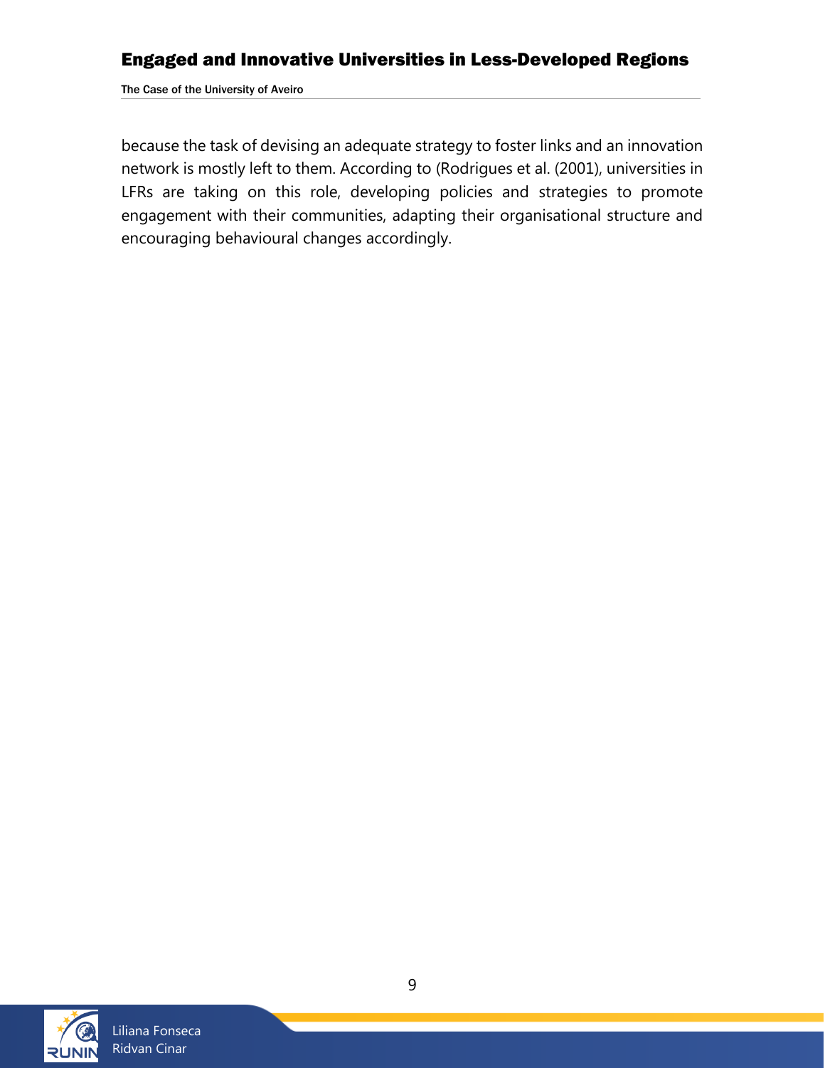because the task of devising an adequate strategy to foster links and an innovation network is mostly left to them. According to (Rodrigues et al. (2001), universities in LFRs are taking on this role, developing policies and strategies to promote engagement with their communities, adapting their organisational structure and encouraging behavioural changes accordingly.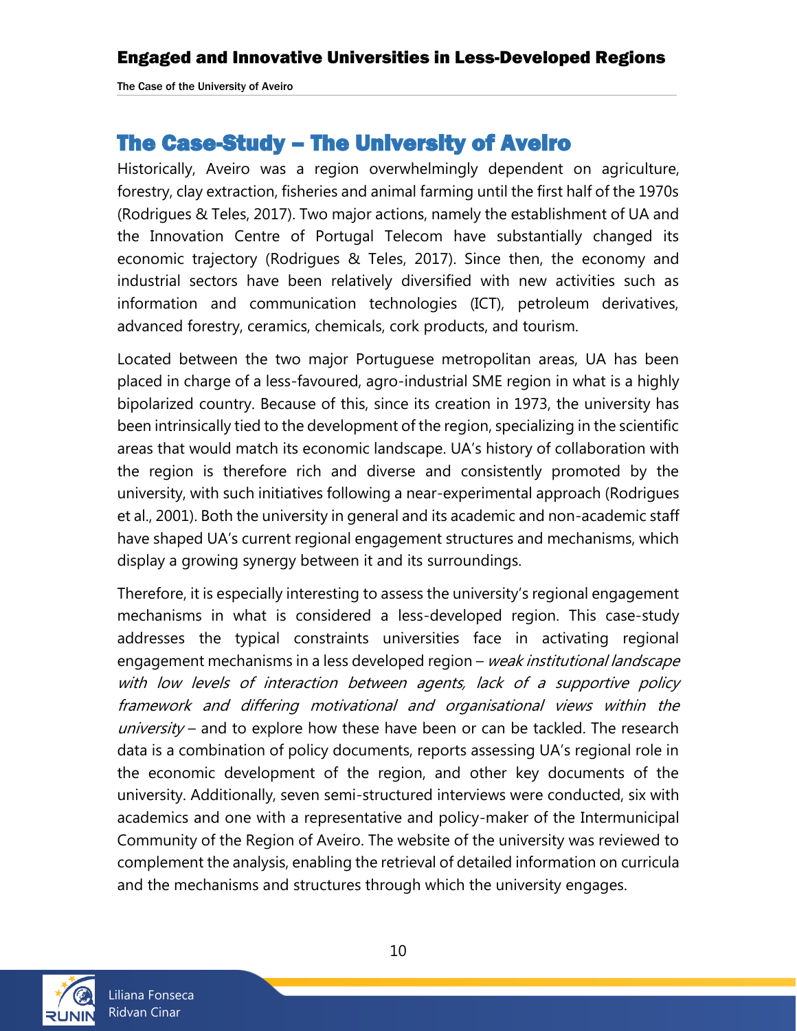# The Case-Study – The University of Aveiro

Historically, Aveiro was a region overwhelmingly dependent on agriculture, forestry, clay extraction, fisheries and animal farming until the first half of the 1970s (Rodrigues & Teles, 2017). Two major actions, namely the establishment of UA and the Innovation Centre of Portugal Telecom have substantially changed its economic trajectory (Rodrigues & Teles, 2017). Since then, the economy and industrial sectors have been relatively diversified with new activities such as information and communication technologies (ICT), petroleum derivatives, advanced forestry, ceramics, chemicals, cork products, and tourism.

Located between the two major Portuguese metropolitan areas, UA has been placed in charge of a less-favoured, agro-industrial SME region in what is a highly bipolarized country. Because of this, since its creation in 1973, the university has been intrinsically tied to the development of the region, specializing in the scientific areas that would match its economic landscape. UA's history of collaboration with the region is therefore rich and diverse and consistently promoted by the university, with such initiatives following a near-experimental approach (Rodrigues et al., 2001). Both the university in general and its academic and non-academic staff have shaped UA's current regional engagement structures and mechanisms, which display a growing synergy between it and its surroundings.

Therefore, it is especially interesting to assess the university's regional engagement mechanisms in what is considered a less-developed region. This case-study addresses the typical constraints universities face in activating regional engagement mechanisms in a less developed region – *weak institutional landscape with low levels of interaction between agents, lack of a supportive policy framework and differing motivational and organisational views within the university* – and to explore how these have been or can be tackled. The research data is a combination of policy documents, reports assessing UA's regional role in the economic development of the region, and other key documents of the university. Additionally, seven semi-structured interviews were conducted, six with academics and one with a representative and policy-maker of the Intermunicipal Community of the Region of Aveiro. The website of the university was reviewed to complement the analysis, enabling the retrieval of detailed information on curricula and the mechanisms and structures through which the university engages.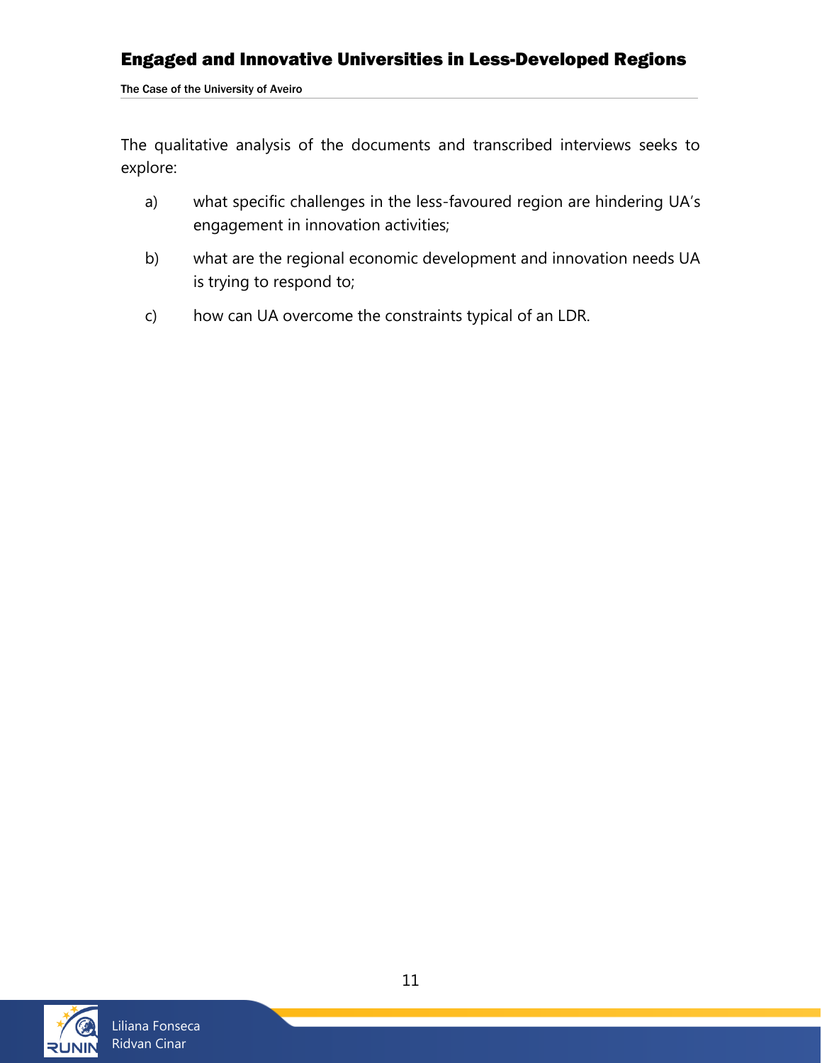The qualitative analysis of the documents and transcribed interviews seeks to explore:

a) what specific challenges in the less-favoured region are hindering UA's engagement in innovation activities;

b) what are the regional economic development and innovation needs UA is trying to respond to;

c) how can UA overcome the constraints typical of an LDR.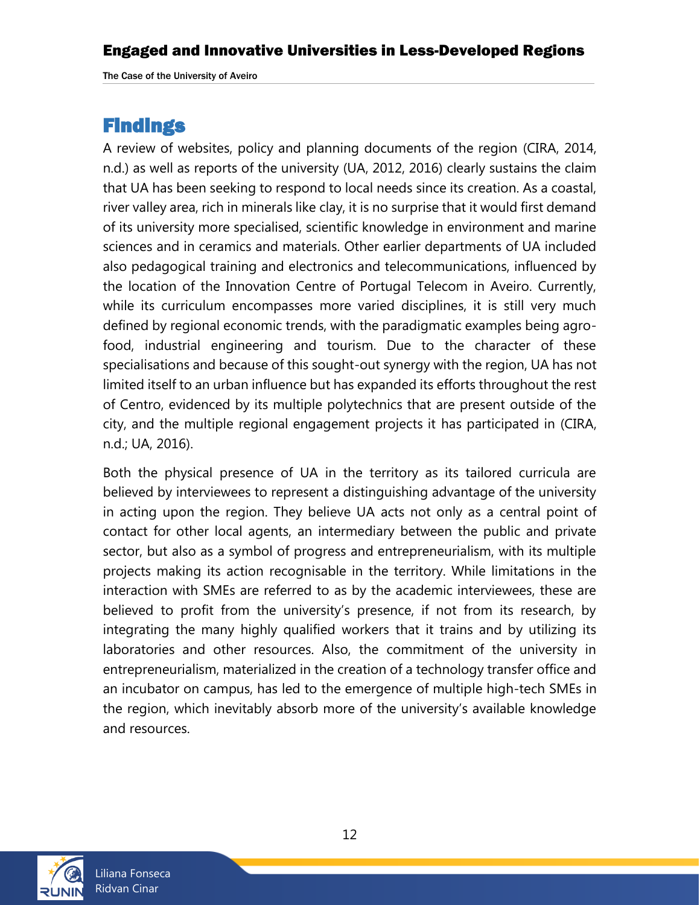# Findings

A review of websites, policy and planning documents of the region (CIRA, 2014, n.d.) as well as reports of the university (UA, 2012, 2016) clearly sustains the claim that UA has been seeking to respond to local needs since its creation. As a coastal, river valley area, rich in minerals like clay, it is no surprise that it would first demand of its university more specialised, scientific knowledge in environment and marine sciences and in ceramics and materials. Other earlier departments of UA included also pedagogical training and electronics and telecommunications, influenced by the location of the Innovation Centre of Portugal Telecom in Aveiro. Currently, while its curriculum encompasses more varied disciplines, it is still very much defined by regional economic trends, with the paradigmatic examples being agro-food, industrial engineering and tourism. Due to the character of these specialisations and because of this sought-out synergy with the region, UA has not limited itself to an urban influence but has expanded its efforts throughout the rest of Centro, evidenced by its multiple polytechnics that are present outside of the city, and the multiple regional engagement projects it has participated in (CIRA, n.d.; UA, 2016).

Both the physical presence of UA in the territory as its tailored curricula are believed by interviewees to represent a distinguishing advantage of the university in acting upon the region. They believe UA acts not only as a central point of contact for other local agents, an intermediary between the public and private sector, but also as a symbol of progress and entrepreneurialism, with its multiple projects making its action recognisable in the territory. While limitations in the interaction with SMEs are referred to as by the academic interviewees, these are believed to profit from the university's presence, if not from its research, by integrating the many highly qualified workers that it trains and by utilizing its laboratories and other resources. Also, the commitment of the university in entrepreneurialism, materialized in the creation of a technology transfer office and an incubator on campus, has led to the emergence of multiple high-tech SMEs in the region, which inevitably absorb more of the university's available knowledge and resources.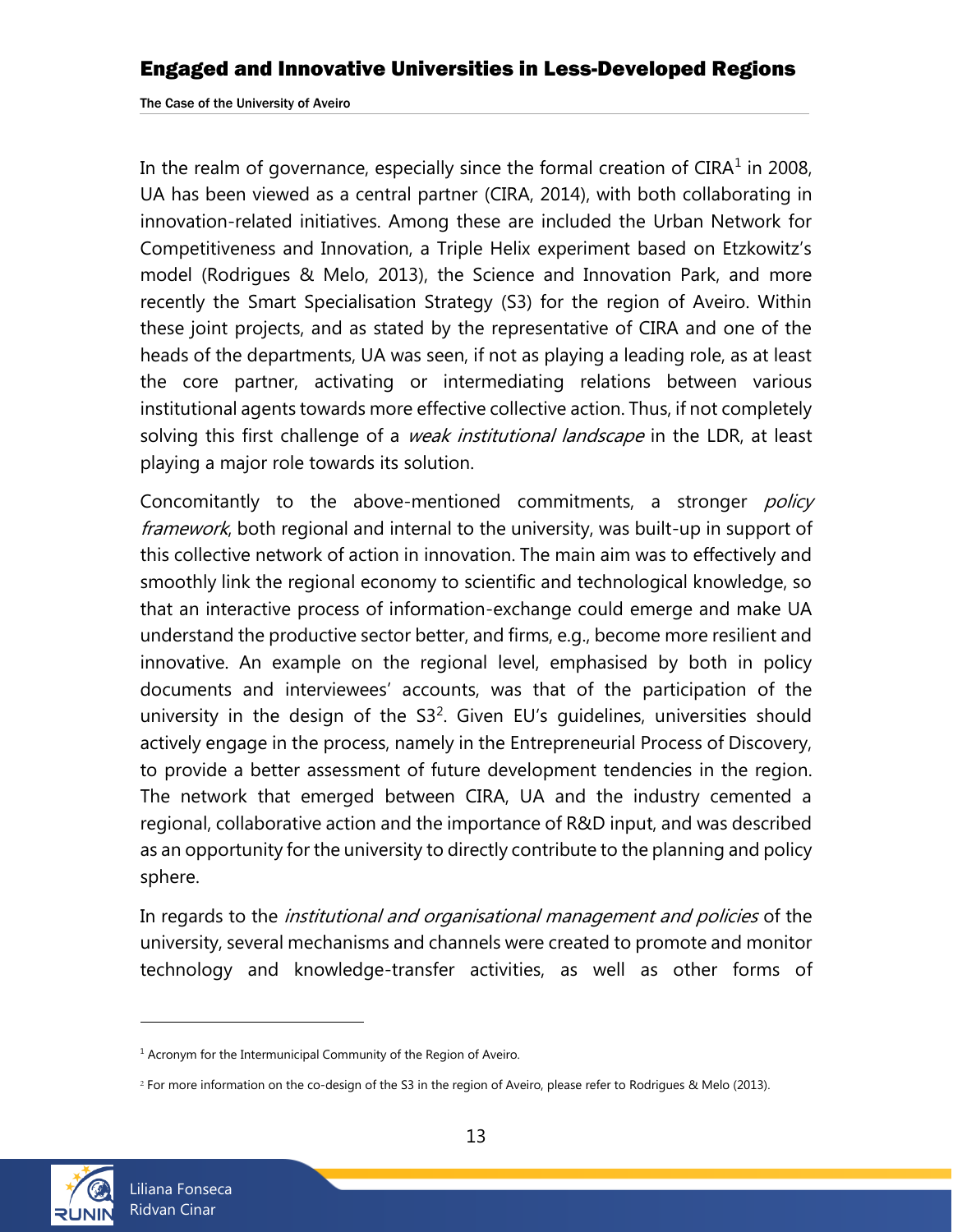In the realm of governance, especially since the formal creation of CIRA[1] in 2008, UA has been viewed as a central partner (CIRA, 2014), with both collaborating in innovation-related initiatives. Among these are included the Urban Network for Competitiveness and Innovation, a Triple Helix experiment based on Etzkowitz's model (Rodrigues & Melo, 2013), the Science and Innovation Park, and more recently the Smart Specialisation Strategy (S3) for the region of Aveiro. Within these joint projects, and as stated by the representative of CIRA and one of the heads of the departments, UA was seen, if not as playing a leading role, as at least the core partner, activating or intermediating relations between various institutional agents towards more effective collective action. Thus, if not completely solving this first challenge of a *weak institutional landscape* in the LDR, at least playing a major role towards its solution.

Concomitantly to the above-mentioned commitments, a stronger *policy framework*, both regional and internal to the university, was built-up in support of this collective network of action in innovation. The main aim was to effectively and smoothly link the regional economy to scientific and technological knowledge, so that an interactive process of information-exchange could emerge and make UA understand the productive sector better, and firms, e.g., become more resilient and innovative. An example on the regional level, emphasised by both in policy documents and interviewees' accounts, was that of the participation of the university in the design of the S3[2]. Given EU's guidelines, universities should actively engage in the process, namely in the Entrepreneurial Process of Discovery, to provide a better assessment of future development tendencies in the region. The network that emerged between CIRA, UA and the industry cemented a regional, collaborative action and the importance of R&D input, and was described as an opportunity for the university to directly contribute to the planning and policy sphere.

In regards to the *institutional and organisational management and policies* of the university, several mechanisms and channels were created to promote and monitor technology and knowledge-transfer activities, as well as other forms of

---

[1] Acronym for the Intermunicipal Community of the Region of Aveiro.

[2] For more information on the co-design of the S3 in the region of Aveiro, please refer to Rodrigues & Melo (2013).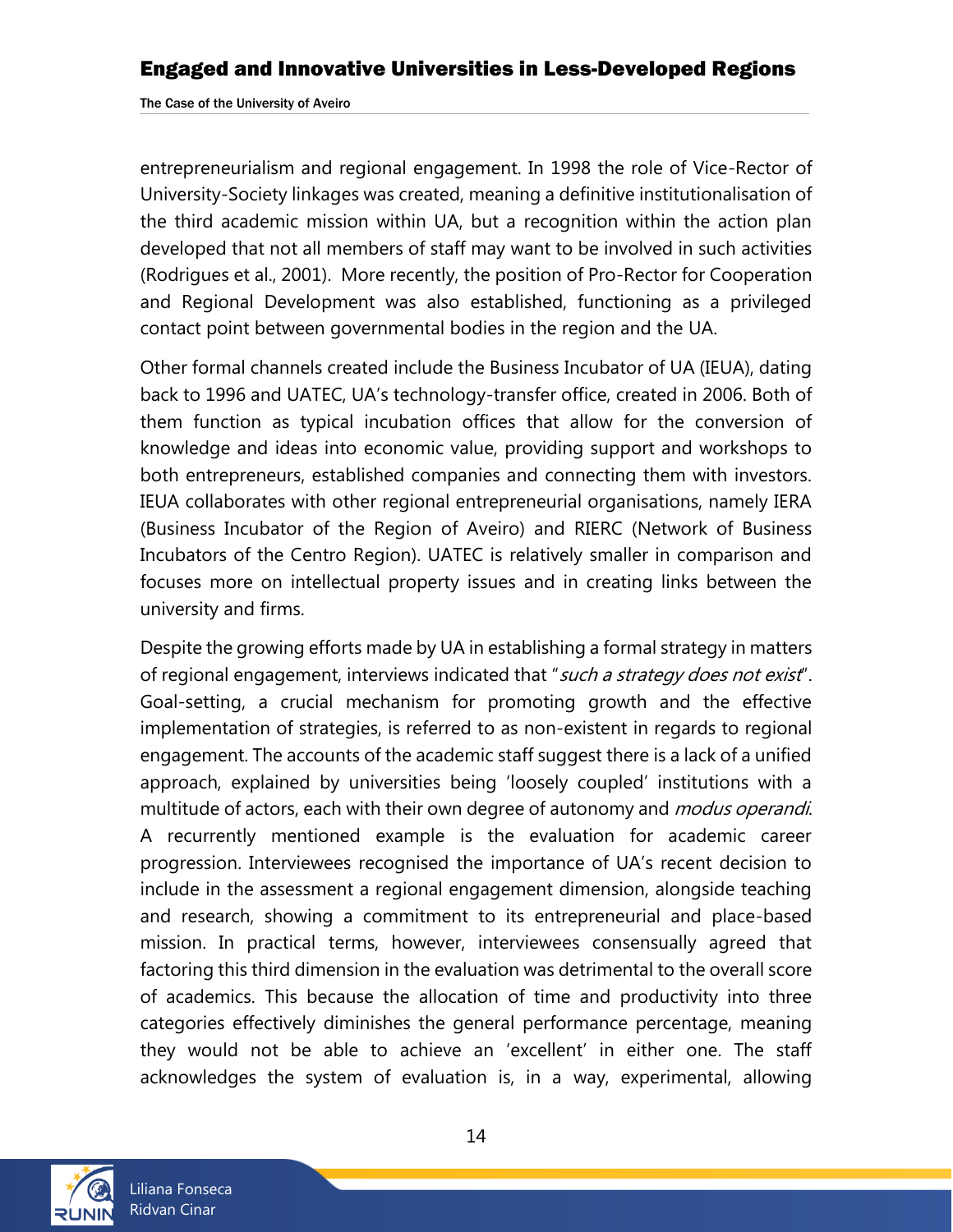entrepreneurialism and regional engagement. In 1998 the role of Vice-Rector of University-Society linkages was created, meaning a definitive institutionalisation of the third academic mission within UA, but a recognition within the action plan developed that not all members of staff may want to be involved in such activities (Rodrigues et al., 2001). More recently, the position of Pro-Rector for Cooperation and Regional Development was also established, functioning as a privileged contact point between governmental bodies in the region and the UA.

Other formal channels created include the Business Incubator of UA (IEUA), dating back to 1996 and UATEC, UA's technology-transfer office, created in 2006. Both of them function as typical incubation offices that allow for the conversion of knowledge and ideas into economic value, providing support and workshops to both entrepreneurs, established companies and connecting them with investors. IEUA collaborates with other regional entrepreneurial organisations, namely IERA (Business Incubator of the Region of Aveiro) and RIERC (Network of Business Incubators of the Centro Region). UATEC is relatively smaller in comparison and focuses more on intellectual property issues and in creating links between the university and firms.

Despite the growing efforts made by UA in establishing a formal strategy in matters of regional engagement, interviews indicated that "*such a strategy does not exist*". Goal-setting, a crucial mechanism for promoting growth and the effective implementation of strategies, is referred to as non-existent in regards to regional engagement. The accounts of the academic staff suggest there is a lack of a unified approach, explained by universities being 'loosely coupled' institutions with a multitude of actors, each with their own degree of autonomy and *modus operandi*. A recurrently mentioned example is the evaluation for academic career progression. Interviewees recognised the importance of UA's recent decision to include in the assessment a regional engagement dimension, alongside teaching and research, showing a commitment to its entrepreneurial and place-based mission. In practical terms, however, interviewees consensually agreed that factoring this third dimension in the evaluation was detrimental to the overall score of academics. This because the allocation of time and productivity into three categories effectively diminishes the general performance percentage, meaning they would not be able to achieve an 'excellent' in either one. The staff acknowledges the system of evaluation is, in a way, experimental, allowing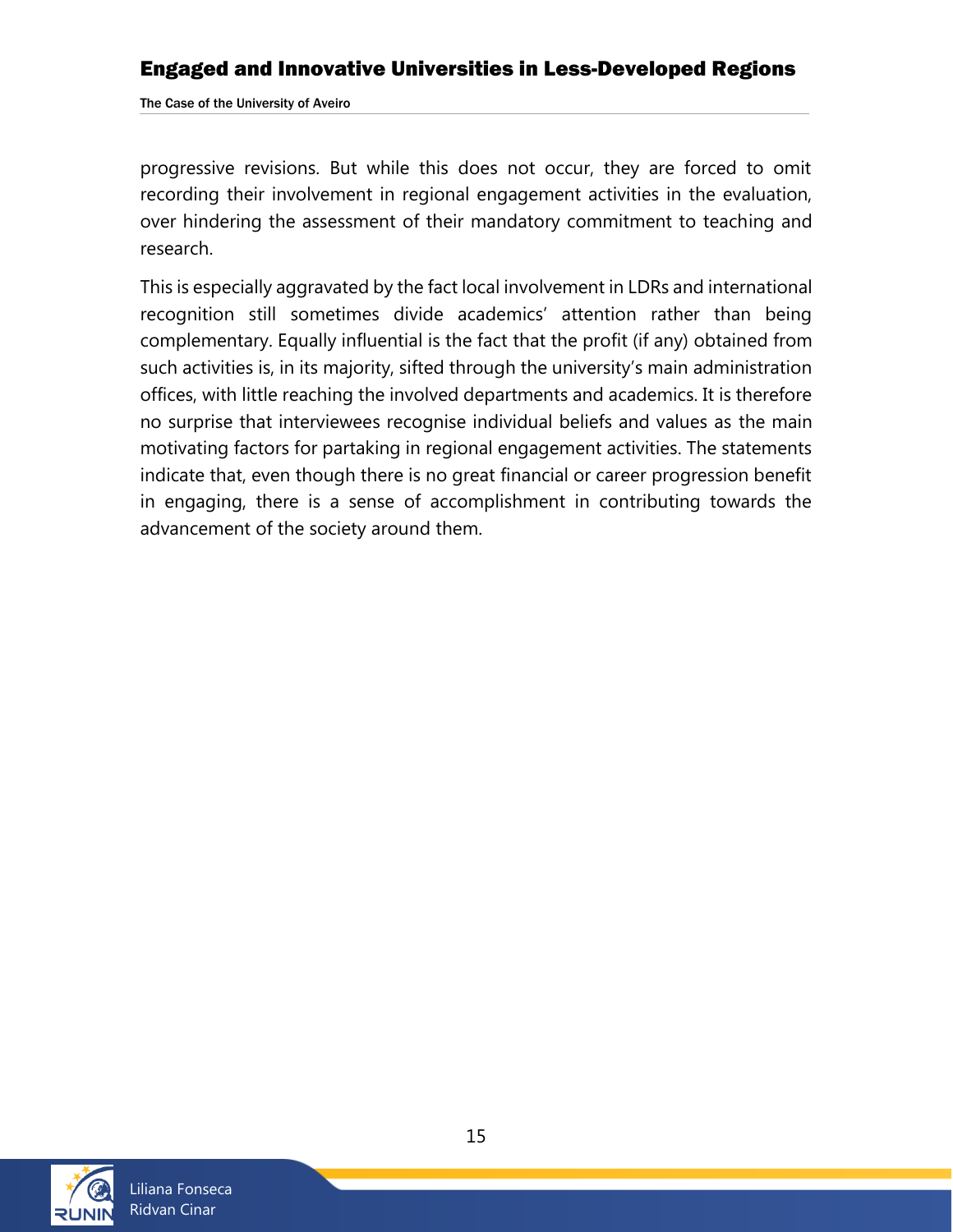progressive revisions. But while this does not occur, they are forced to omit recording their involvement in regional engagement activities in the evaluation, over hindering the assessment of their mandatory commitment to teaching and research.

This is especially aggravated by the fact local involvement in LDRs and international recognition still sometimes divide academics' attention rather than being complementary. Equally influential is the fact that the profit (if any) obtained from such activities is, in its majority, sifted through the university's main administration offices, with little reaching the involved departments and academics. It is therefore no surprise that interviewees recognise individual beliefs and values as the main motivating factors for partaking in regional engagement activities. The statements indicate that, even though there is no great financial or career progression benefit in engaging, there is a sense of accomplishment in contributing towards the advancement of the society around them.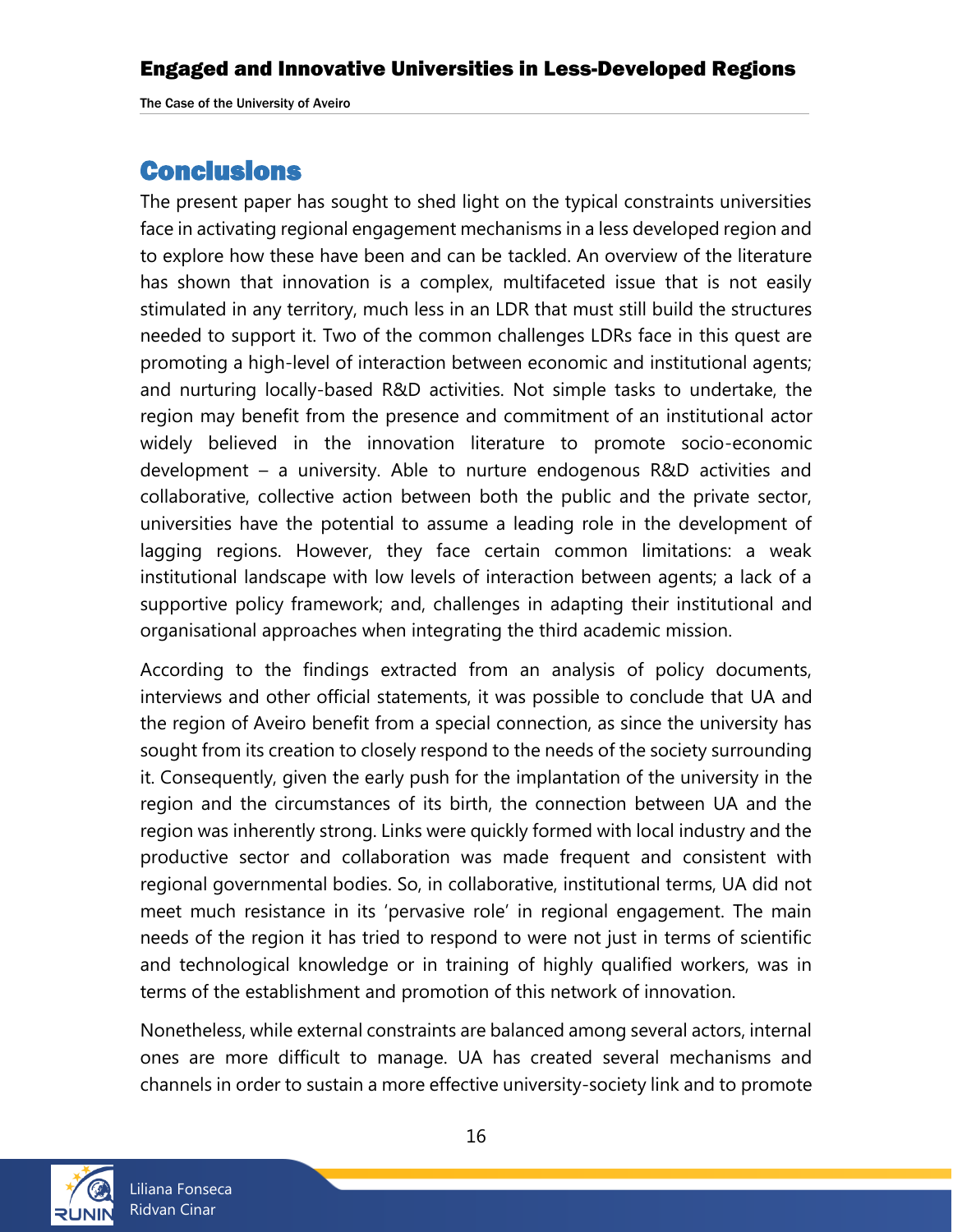## Conclusions

The present paper has sought to shed light on the typical constraints universities face in activating regional engagement mechanisms in a less developed region and to explore how these have been and can be tackled. An overview of the literature has shown that innovation is a complex, multifaceted issue that is not easily stimulated in any territory, much less in an LDR that must still build the structures needed to support it. Two of the common challenges LDRs face in this quest are promoting a high-level of interaction between economic and institutional agents; and nurturing locally-based R&D activities. Not simple tasks to undertake, the region may benefit from the presence and commitment of an institutional actor widely believed in the innovation literature to promote socio-economic development – a university. Able to nurture endogenous R&D activities and collaborative, collective action between both the public and the private sector, universities have the potential to assume a leading role in the development of lagging regions. However, they face certain common limitations: a weak institutional landscape with low levels of interaction between agents; a lack of a supportive policy framework; and, challenges in adapting their institutional and organisational approaches when integrating the third academic mission.

According to the findings extracted from an analysis of policy documents, interviews and other official statements, it was possible to conclude that UA and the region of Aveiro benefit from a special connection, as since the university has sought from its creation to closely respond to the needs of the society surrounding it. Consequently, given the early push for the implantation of the university in the region and the circumstances of its birth, the connection between UA and the region was inherently strong. Links were quickly formed with local industry and the productive sector and collaboration was made frequent and consistent with regional governmental bodies. So, in collaborative, institutional terms, UA did not meet much resistance in its 'pervasive role' in regional engagement. The main needs of the region it has tried to respond to were not just in terms of scientific and technological knowledge or in training of highly qualified workers, was in terms of the establishment and promotion of this network of innovation.

Nonetheless, while external constraints are balanced among several actors, internal ones are more difficult to manage. UA has created several mechanisms and channels in order to sustain a more effective university-society link and to promote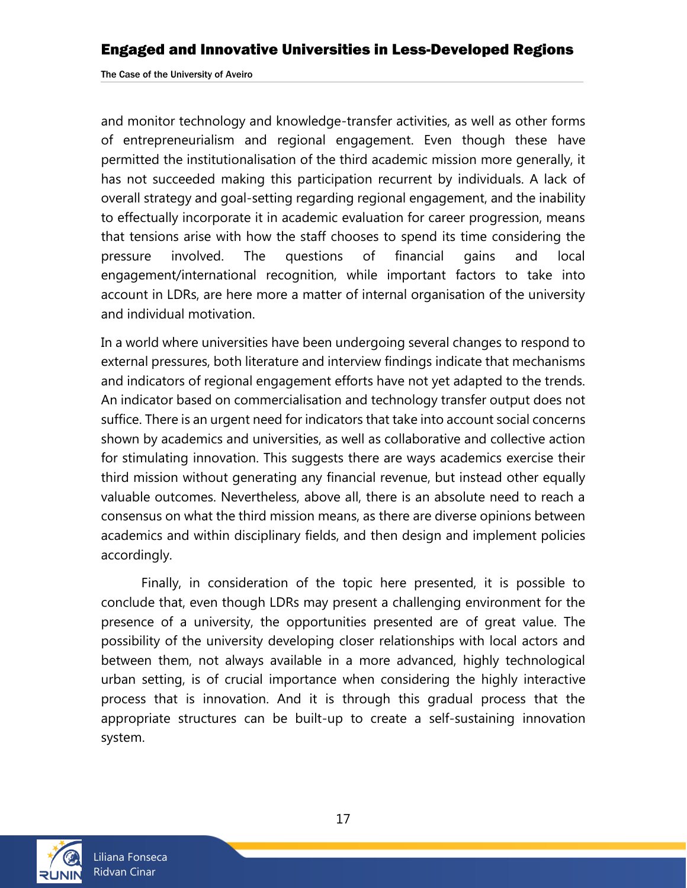and monitor technology and knowledge-transfer activities, as well as other forms of entrepreneurialism and regional engagement. Even though these have permitted the institutionalisation of the third academic mission more generally, it has not succeeded making this participation recurrent by individuals. A lack of overall strategy and goal-setting regarding regional engagement, and the inability to effectually incorporate it in academic evaluation for career progression, means that tensions arise with how the staff chooses to spend its time considering the pressure involved. The questions of financial gains and local engagement/international recognition, while important factors to take into account in LDRs, are here more a matter of internal organisation of the university and individual motivation.

In a world where universities have been undergoing several changes to respond to external pressures, both literature and interview findings indicate that mechanisms and indicators of regional engagement efforts have not yet adapted to the trends. An indicator based on commercialisation and technology transfer output does not suffice. There is an urgent need for indicators that take into account social concerns shown by academics and universities, as well as collaborative and collective action for stimulating innovation. This suggests there are ways academics exercise their third mission without generating any financial revenue, but instead other equally valuable outcomes. Nevertheless, above all, there is an absolute need to reach a consensus on what the third mission means, as there are diverse opinions between academics and within disciplinary fields, and then design and implement policies accordingly.

Finally, in consideration of the topic here presented, it is possible to conclude that, even though LDRs may present a challenging environment for the presence of a university, the opportunities presented are of great value. The possibility of the university developing closer relationships with local actors and between them, not always available in a more advanced, highly technological urban setting, is of crucial importance when considering the highly interactive process that is innovation. And it is through this gradual process that the appropriate structures can be built-up to create a self-sustaining innovation system.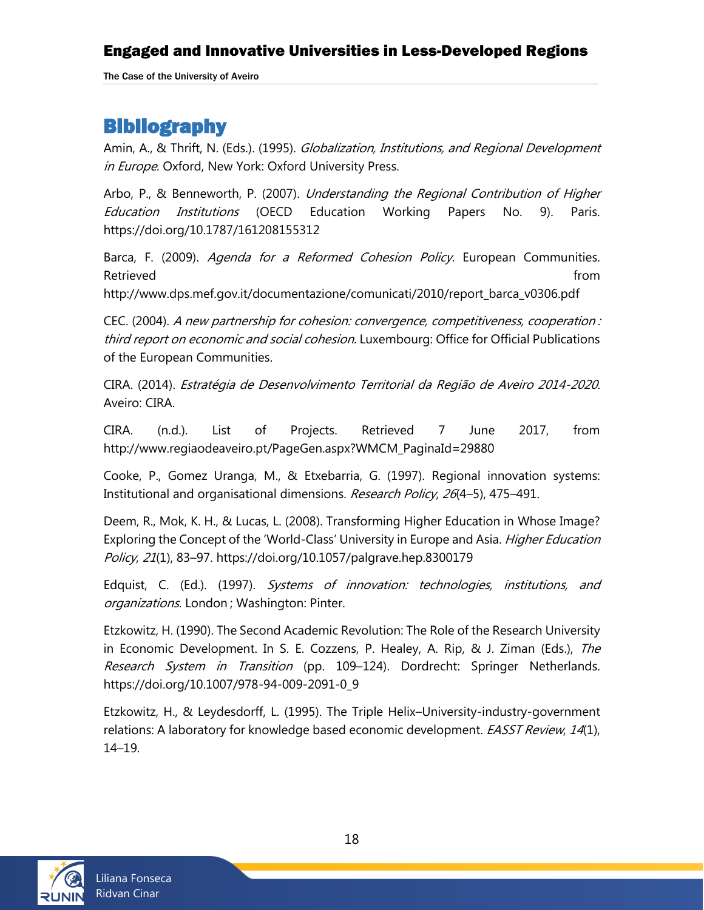# Bibliography

Amin, A., & Thrift, N. (Eds.). (1995). *Globalization, Institutions, and Regional Development in Europe*. Oxford, New York: Oxford University Press.

Arbo, P., & Benneworth, P. (2007). *Understanding the Regional Contribution of Higher Education Institutions* (OECD Education Working Papers No. 9). Paris. https://doi.org/10.1787/161208155312

Barca, F. (2009). *Agenda for a Reformed Cohesion Policy*. European Communities. Retrieved from http://www.dps.mef.gov.it/documentazione/comunicati/2010/report_barca_v0306.pdf

CEC. (2004). *A new partnership for cohesion: convergence, competitiveness, cooperation : third report on economic and social cohesion.* Luxembourg: Office for Official Publications of the European Communities.

CIRA. (2014). *Estratégia de Desenvolvimento Territorial da Região de Aveiro 2014-2020*. Aveiro: CIRA.

CIRA. (n.d.). List of Projects. Retrieved 7 June 2017, from http://www.regiaodeaveiro.pt/PageGen.aspx?WMCM_PaginaId=29880

Cooke, P., Gomez Uranga, M., & Etxebarria, G. (1997). Regional innovation systems: Institutional and organisational dimensions. *Research Policy*, *26*(4–5), 475–491.

Deem, R., Mok, K. H., & Lucas, L. (2008). Transforming Higher Education in Whose Image? Exploring the Concept of the 'World-Class' University in Europe and Asia. *Higher Education Policy*, *21*(1), 83–97. https://doi.org/10.1057/palgrave.hep.8300179

Edquist, C. (Ed.). (1997). *Systems of innovation: technologies, institutions, and organizations*. London ; Washington: Pinter.

Etzkowitz, H. (1990). The Second Academic Revolution: The Role of the Research University in Economic Development. In S. E. Cozzens, P. Healey, A. Rip, & J. Ziman (Eds.), *The Research System in Transition* (pp. 109–124). Dordrecht: Springer Netherlands. https://doi.org/10.1007/978-94-009-2091-0_9

Etzkowitz, H., & Leydesdorff, L. (1995). The Triple Helix–University-industry-government relations: A laboratory for knowledge based economic development. *EASST Review*, *14*(1), 14–19.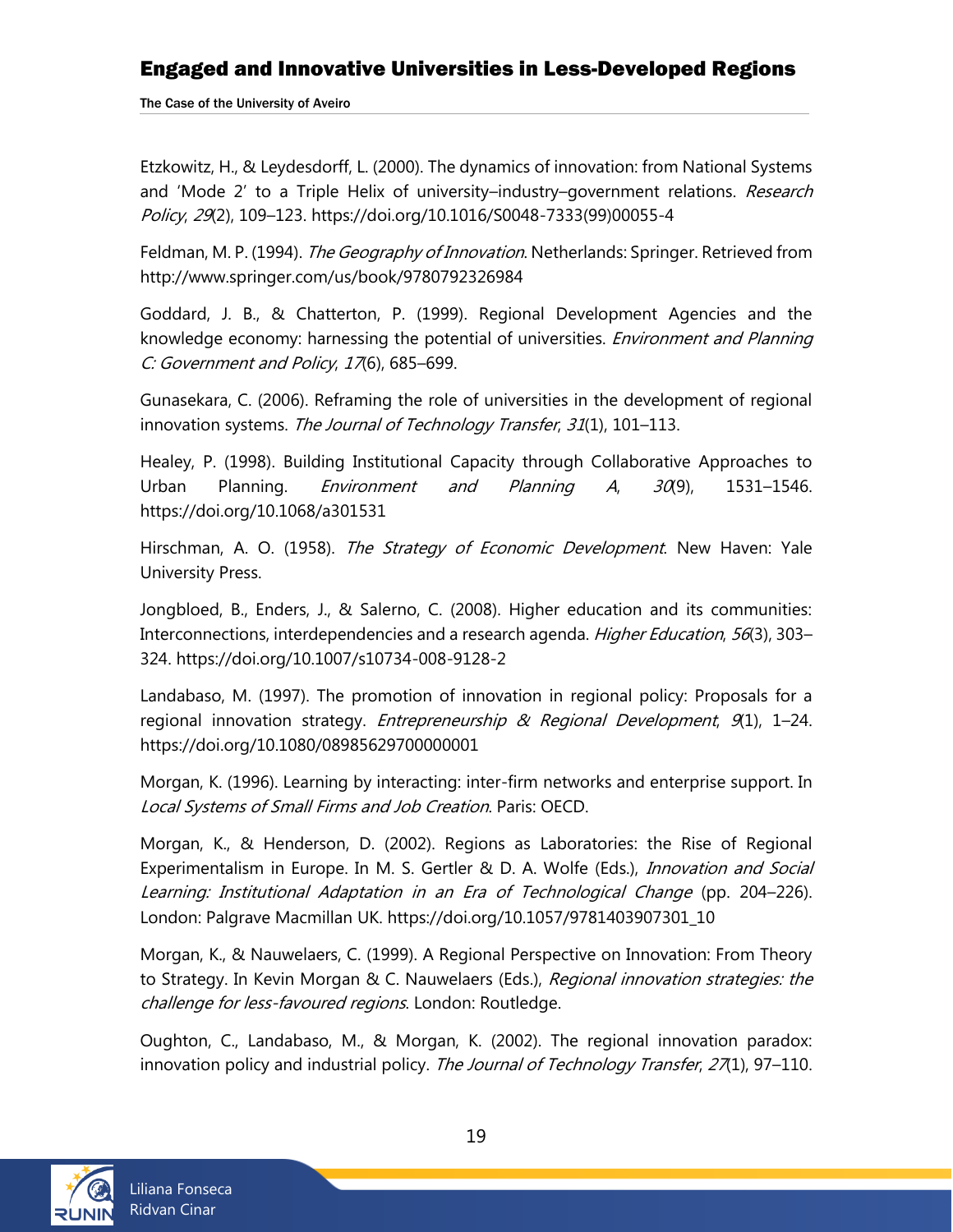Etzkowitz, H., & Leydesdorff, L. (2000). The dynamics of innovation: from National Systems and 'Mode 2' to a Triple Helix of university–industry–government relations. *Research Policy*, *29*(2), 109–123. https://doi.org/10.1016/S0048-7333(99)00055-4

Feldman, M. P. (1994). *The Geography of Innovation*. Netherlands: Springer. Retrieved from http://www.springer.com/us/book/9780792326984

Goddard, J. B., & Chatterton, P. (1999). Regional Development Agencies and the knowledge economy: harnessing the potential of universities. *Environment and Planning C: Government and Policy*, *17*(6), 685–699.

Gunasekara, C. (2006). Reframing the role of universities in the development of regional innovation systems. *The Journal of Technology Transfer*, *31*(1), 101–113.

Healey, P. (1998). Building Institutional Capacity through Collaborative Approaches to Urban Planning. *Environment and Planning A*, *30*(9), 1531–1546. https://doi.org/10.1068/a301531

Hirschman, A. O. (1958). *The Strategy of Economic Development*. New Haven: Yale University Press.

Jongbloed, B., Enders, J., & Salerno, C. (2008). Higher education and its communities: Interconnections, interdependencies and a research agenda. *Higher Education*, *56*(3), 303–324. https://doi.org/10.1007/s10734-008-9128-2

Landabaso, M. (1997). The promotion of innovation in regional policy: Proposals for a regional innovation strategy. *Entrepreneurship & Regional Development*, *9*(1), 1–24. https://doi.org/10.1080/08985629700000001

Morgan, K. (1996). Learning by interacting: inter-firm networks and enterprise support. In *Local Systems of Small Firms and Job Creation*. Paris: OECD.

Morgan, K., & Henderson, D. (2002). Regions as Laboratories: the Rise of Regional Experimentalism in Europe. In M. S. Gertler & D. A. Wolfe (Eds.), *Innovation and Social Learning: Institutional Adaptation in an Era of Technological Change* (pp. 204–226). London: Palgrave Macmillan UK. https://doi.org/10.1057/9781403907301_10

Morgan, K., & Nauwelaers, C. (1999). A Regional Perspective on Innovation: From Theory to Strategy. In Kevin Morgan & C. Nauwelaers (Eds.), *Regional innovation strategies: the challenge for less-favoured regions*. London: Routledge.

Oughton, C., Landabaso, M., & Morgan, K. (2002). The regional innovation paradox: innovation policy and industrial policy. *The Journal of Technology Transfer*, *27*(1), 97–110.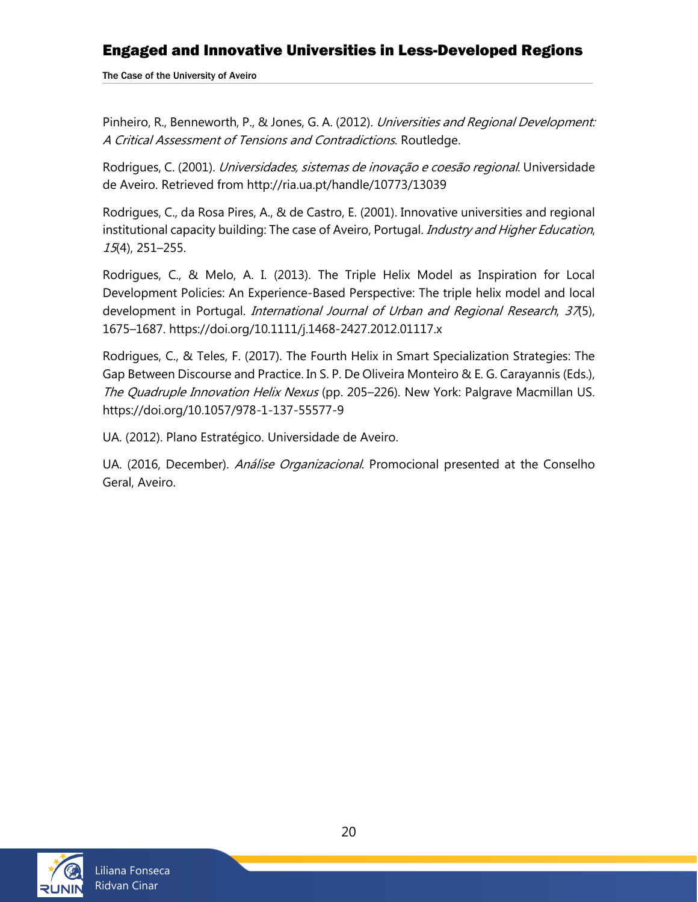Pinheiro, R., Benneworth, P., & Jones, G. A. (2012). *Universities and Regional Development: A Critical Assessment of Tensions and Contradictions*. Routledge.

Rodrigues, C. (2001). *Universidades, sistemas de inovação e coesão regional*. Universidade de Aveiro. Retrieved from http://ria.ua.pt/handle/10773/13039

Rodrigues, C., da Rosa Pires, A., & de Castro, E. (2001). Innovative universities and regional institutional capacity building: The case of Aveiro, Portugal. *Industry and Higher Education*, *15*(4), 251–255.

Rodrigues, C., & Melo, A. I. (2013). The Triple Helix Model as Inspiration for Local Development Policies: An Experience-Based Perspective: The triple helix model and local development in Portugal. *International Journal of Urban and Regional Research*, *37*(5), 1675–1687. https://doi.org/10.1111/j.1468-2427.2012.01117.x

Rodrigues, C., & Teles, F. (2017). The Fourth Helix in Smart Specialization Strategies: The Gap Between Discourse and Practice. In S. P. De Oliveira Monteiro & E. G. Carayannis (Eds.), *The Quadruple Innovation Helix Nexus* (pp. 205–226). New York: Palgrave Macmillan US. https://doi.org/10.1057/978-1-137-55577-9

UA. (2012). Plano Estratégico. Universidade de Aveiro.

UA. (2016, December). *Análise Organizacional*. Promocional presented at the Conselho Geral, Aveiro.